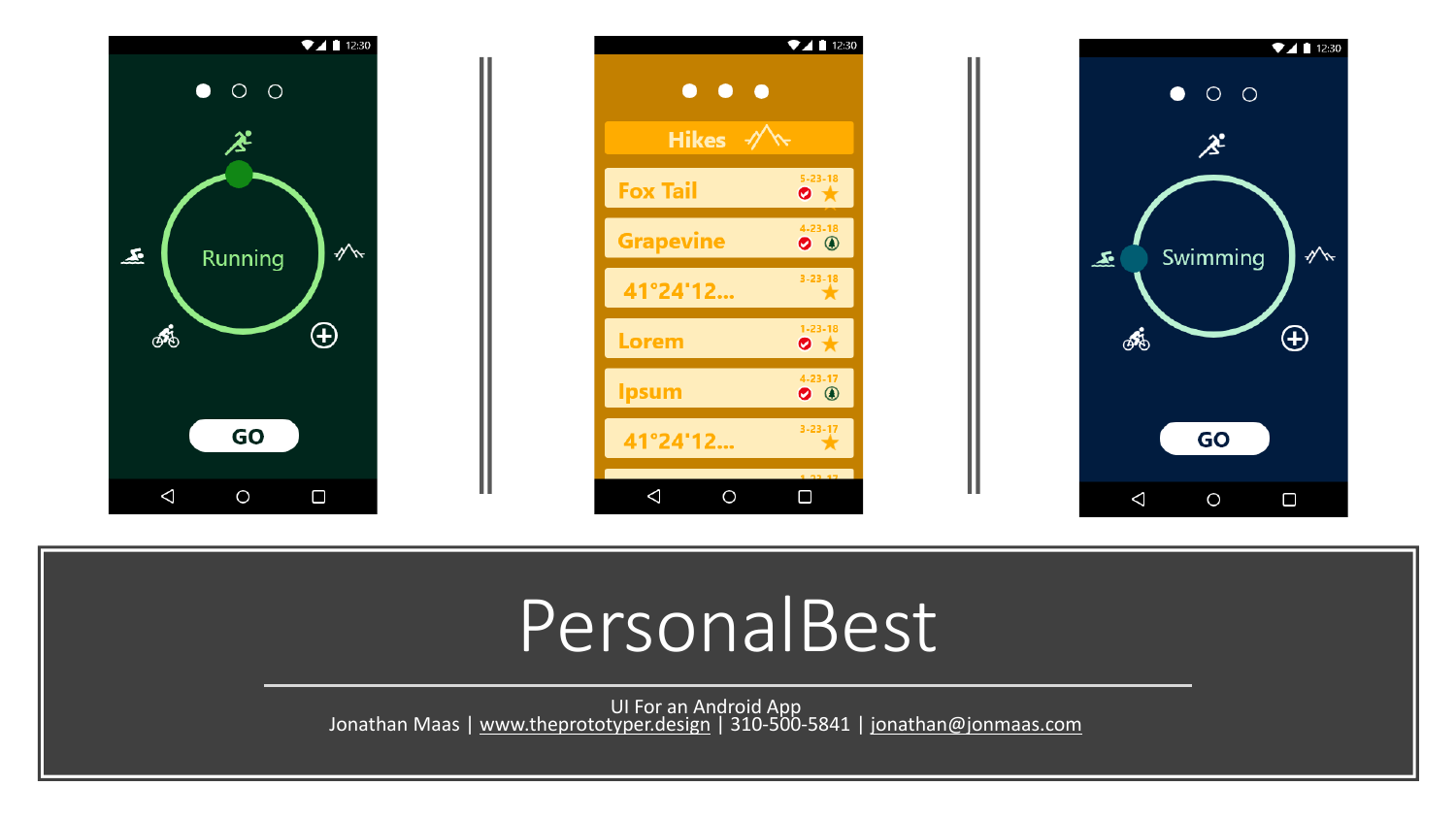12:30

Running

GO

12:30

Hikes

Fox Tail 5-23-18

Grapevine 4-23-18

41°24'12... 3-23-18

Lorem 1-23-18

Ipsum 4-23-17

41°24'12... 3-23-17

12:30

Swimming

GO

# PersonalBest

UI For an Android App

Jonathan Maas | www.theprototyper.design | 310-500-5841 | jonathan@jonmaas.com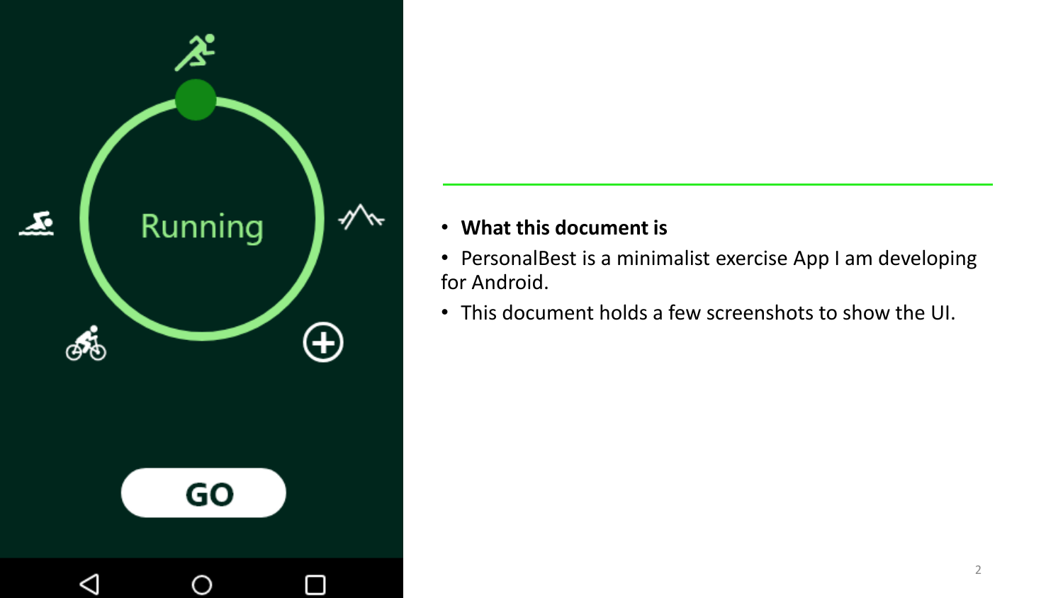- **What this document is**
- PersonalBest is a minimalist exercise App I am developing for Android.
- This document holds a few screenshots to show the UI.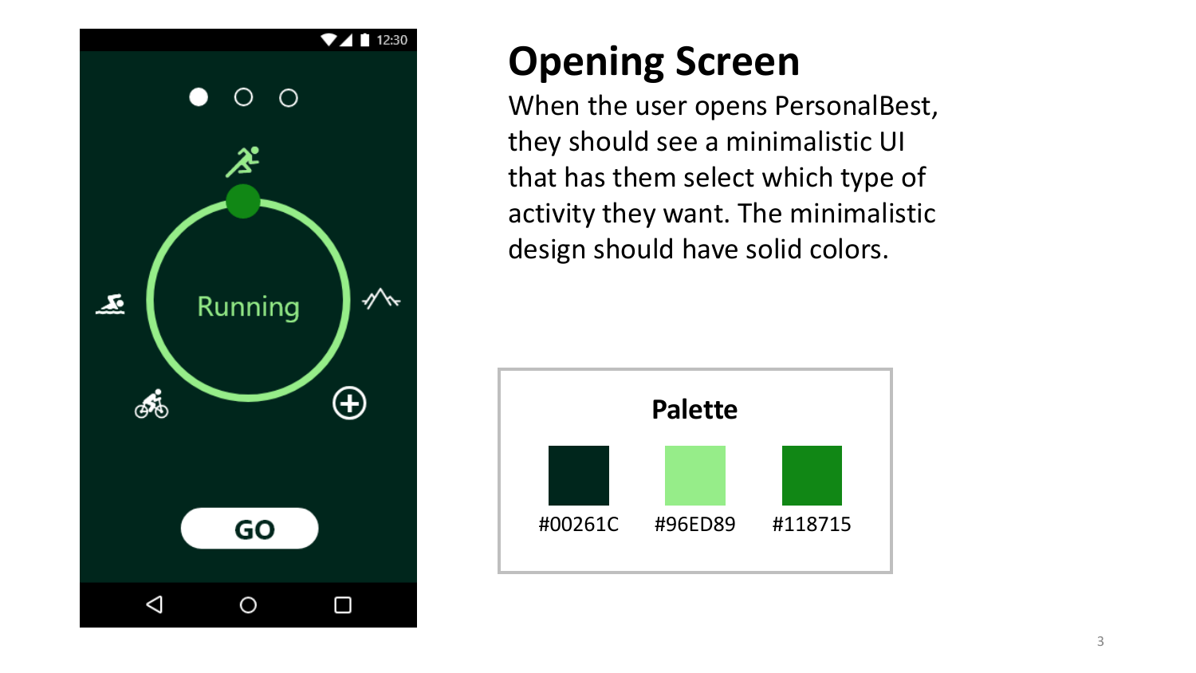# Opening Screen

When the user opens PersonalBest, they should see a minimalistic UI that has them select which type of activity they want. The minimalistic design should have solid colors.

**Palette**

| #00261C | #96ED89 | #118715 |
| --- | --- | --- |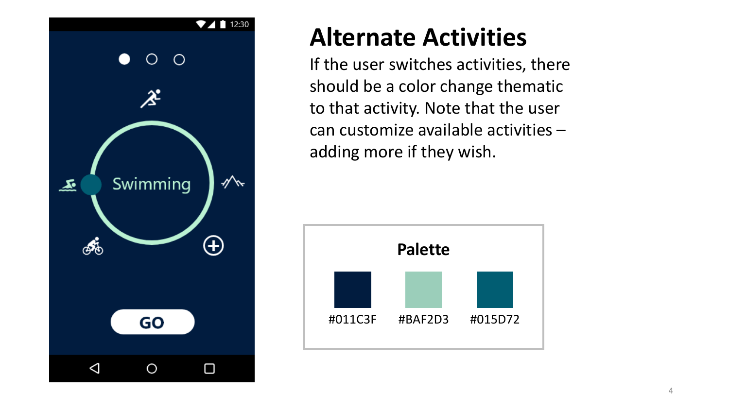# Alternate Activities

If the user switches activities, there should be a color change thematic to that activity. Note that the user can customize available activities – adding more if they wish.

**Palette**

| | | |
|---|---|---|
| #011C3F | #BAF2D3 | #015D72 |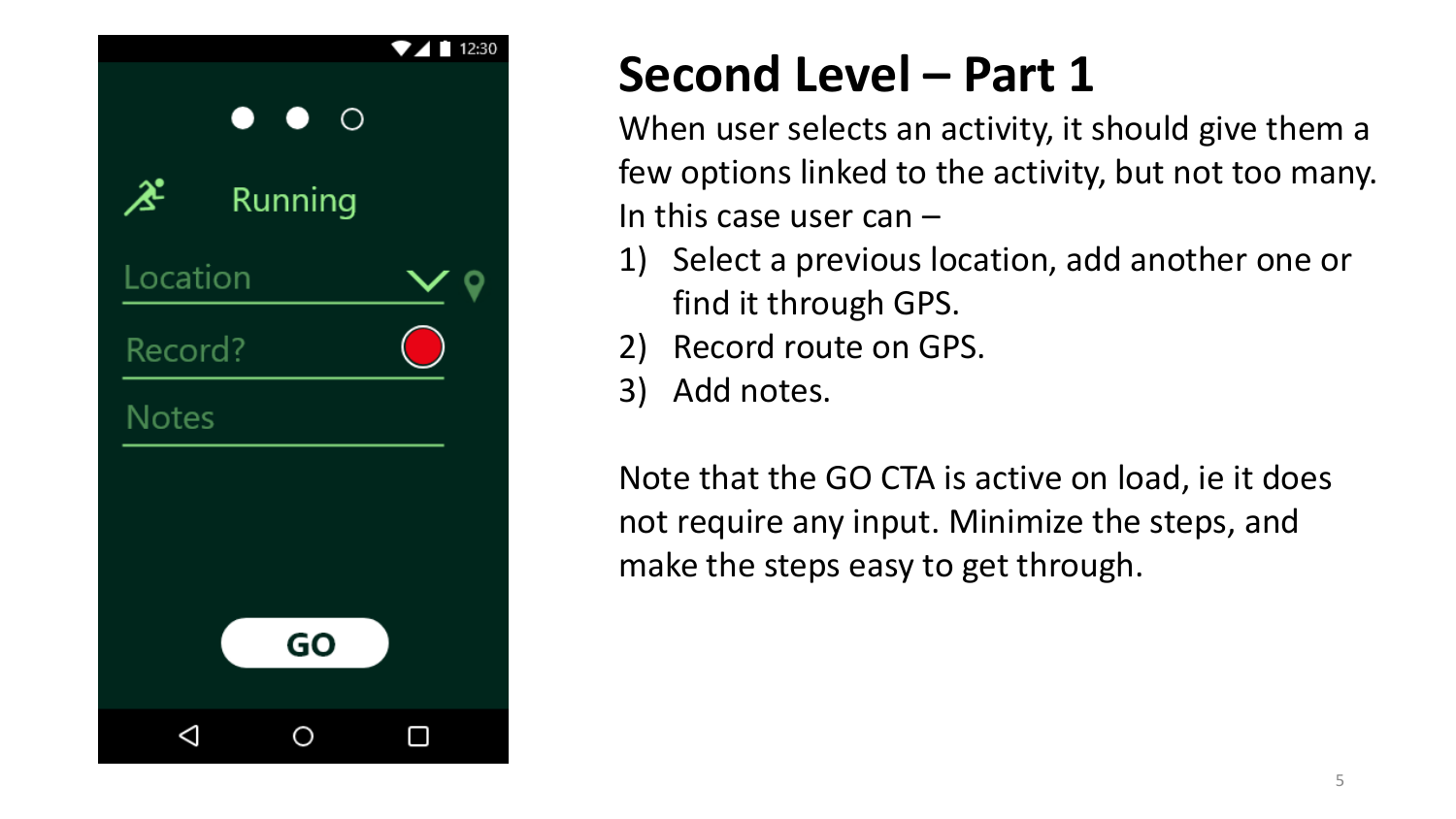## Second Level – Part 1

When user selects an activity, it should give them a few options linked to the activity, but not too many. In this case user can –

1) Select a previous location, add another one or find it through GPS.
2) Record route on GPS.
3) Add notes.

Note that the GO CTA is active on load, ie it does not require any input. Minimize the steps, and make the steps easy to get through.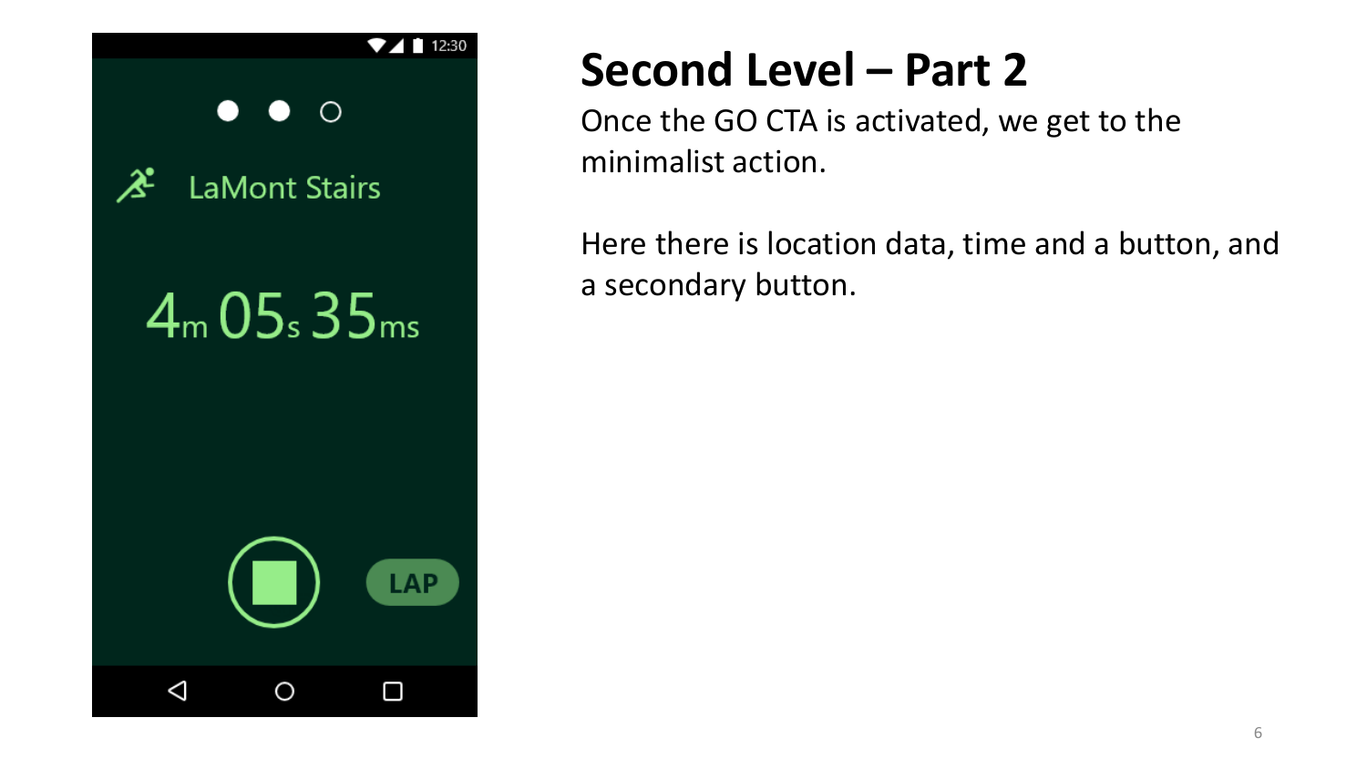# Second Level – Part 2

Once the GO CTA is activated, we get to the minimalist action.

Here there is location data, time and a button, and a secondary button.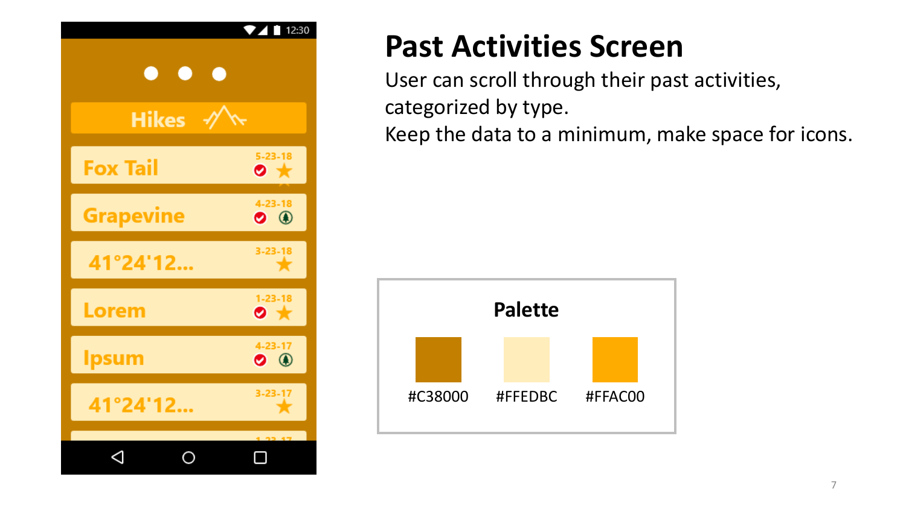# Past Activities Screen

User can scroll through their past activities, categorized by type.

Keep the data to a minimum, make space for icons.

12:30

Hikes

Fox Tail 5-23-18

Grapevine 4-23-18

41°24'12... 3-23-18

Lorem 1-23-18

Ipsum 4-23-17

41°24'12... 3-23-17

**Palette**

#C38000 #FFEDBC #FFAC00